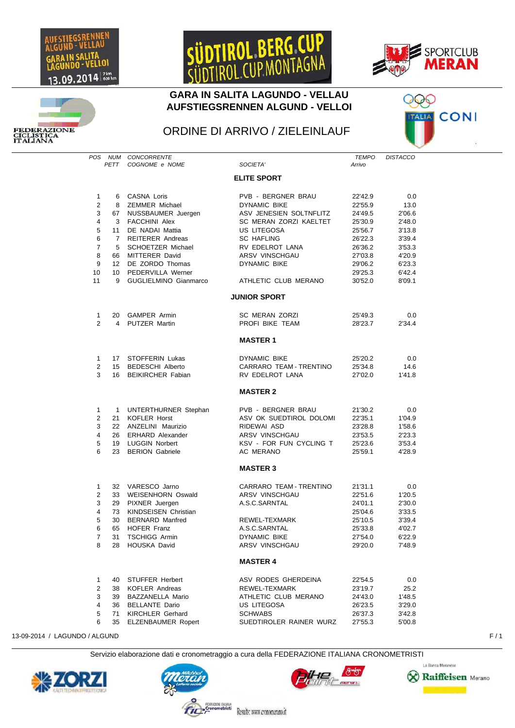# GARA IN SALITA LAGUNDO - VELLAU
# AUFSTIEGSRENNEN ALGUND - VELLOI

## ORDINE DI ARRIVO / ZIELEINLAUF

| POS | NUM PETT | CONCORRENTE COGNOME e NOME | SOCIETA' | TEMPO Arrivo | DISTACCO |
|---|---|---|---|---|---|
| | | | **ELITE SPORT** | | |
| 1 | 6 | CASNA Loris | PVB - BERGNER BRAU | 22'42.9 | 0.0 |
| 2 | 8 | ZEMMER Michael | DYNAMIC BIKE | 22'55.9 | 13.0 |
| 3 | 67 | NUSSBAUMER Juergen | ASV JENESIEN SOLTNFLITZ | 24'49.5 | 2'06.6 |
| 4 | 3 | FACCHINI Alex | SC MERAN ZORZI KAELTET | 25'30.9 | 2'48.0 |
| 5 | 11 | DE NADAI Mattia | US LITEGOSA | 25'56.7 | 3'13.8 |
| 6 | 7 | REITERER Andreas | SC HAFLING | 26'22.3 | 3'39.4 |
| 7 | 5 | SCHOETZER Michael | RV EDELROT LANA | 26'36.2 | 3'53.3 |
| 8 | 66 | MITTERER David | ARSV VINSCHGAU | 27'03.8 | 4'20.9 |
| 9 | 12 | DE ZORDO Thomas | DYNAMIC BIKE | 29'06.2 | 6'23.3 |
| 10 | 10 | PEDERVILLA Werner | | 29'25.3 | 6'42.4 |
| 11 | 9 | GUGLIELMINO Gianmarco | ATHLETIC CLUB MERANO | 30'52.0 | 8'09.1 |
| | | | **JUNIOR SPORT** | | |
| 1 | 20 | GAMPER Armin | SC MERAN ZORZI | 25'49.3 | 0.0 |
| 2 | 4 | PUTZER Martin | PROFI BIKE TEAM | 28'23.7 | 2'34.4 |
| | | | **MASTER 1** | | |
| 1 | 17 | STOFFERIN Lukas | DYNAMIC BIKE | 25'20.2 | 0.0 |
| 2 | 15 | BEDESCHI Alberto | CARRARO TEAM - TRENTINO | 25'34.8 | 14.6 |
| 3 | 16 | BEIKIRCHER Fabian | RV EDELROT LANA | 27'02.0 | 1'41.8 |
| | | | **MASTER 2** | | |
| 1 | 1 | UNTERTHURNER Stephan | PVB - BERGNER BRAU | 21'30.2 | 0.0 |
| 2 | 21 | KOFLER Horst | ASV OK SUEDTIROL DOLOMI | 22'35.1 | 1'04.9 |
| 3 | 22 | ANZELINI Maurizio | RIDEWAI ASD | 23'28.8 | 1'58.6 |
| 4 | 26 | ERHARD Alexander | ARSV VINSCHGAU | 23'53.5 | 2'23.3 |
| 5 | 19 | LUGGIN Norbert | KSV - FOR FUN CYCLING T | 25'23.6 | 3'53.4 |
| 6 | 23 | BERION Gabriele | AC MERANO | 25'59.1 | 4'28.9 |
| | | | **MASTER 3** | | |
| 1 | 32 | VARESCO Jarno | CARRARO TEAM - TRENTINO | 21'31.1 | 0.0 |
| 2 | 33 | WEISENHORN Oswald | ARSV VINSCHGAU | 22'51.6 | 1'20.5 |
| 3 | 29 | PIXNER Juergen | A.S.C.SARNTAL | 24'01.1 | 2'30.0 |
| 4 | 73 | KINDSEISEN Christian | | 25'04.6 | 3'33.5 |
| 5 | 30 | BERNARD Manfred | REWEL-TEXMARK | 25'10.5 | 3'39.4 |
| 6 | 65 | HOFER Franz | A.S.C.SARNTAL | 25'33.8 | 4'02.7 |
| 7 | 31 | TSCHIGG Armin | DYNAMIC BIKE | 27'54.0 | 6'22.9 |
| 8 | 28 | HOUSKA David | ARSV VINSCHGAU | 29'20.0 | 7'48.9 |
| | | | **MASTER 4** | | |
| 1 | 40 | STUFFER Herbert | ASV RODES GHERDEINA | 22'54.5 | 0.0 |
| 2 | 38 | KOFLER Andreas | REWEL-TEXMARK | 23'19.7 | 25.2 |
| 3 | 39 | BAZZANELLA Mario | ATHLETIC CLUB MERANO | 24'43.0 | 1'48.5 |
| 4 | 36 | BELLANTE Dario | US LITEGOSA | 26'23.5 | 3'29.0 |
| 5 | 71 | KIRCHLER Gerhard | SCHWABS | 26'37.3 | 3'42.8 |
| 6 | 35 | ELZENBAUMER Ropert | SUEDTIROLER RAINER WURZ | 27'55.3 | 5'00.8 |

13-09-2014 / LAGUNDO / ALGUND

Servizio elaborazione dati e cronometraggio a cura della FEDERAZIONE ITALIANA CRONOMETRISTI

Results: www.cronomerano.it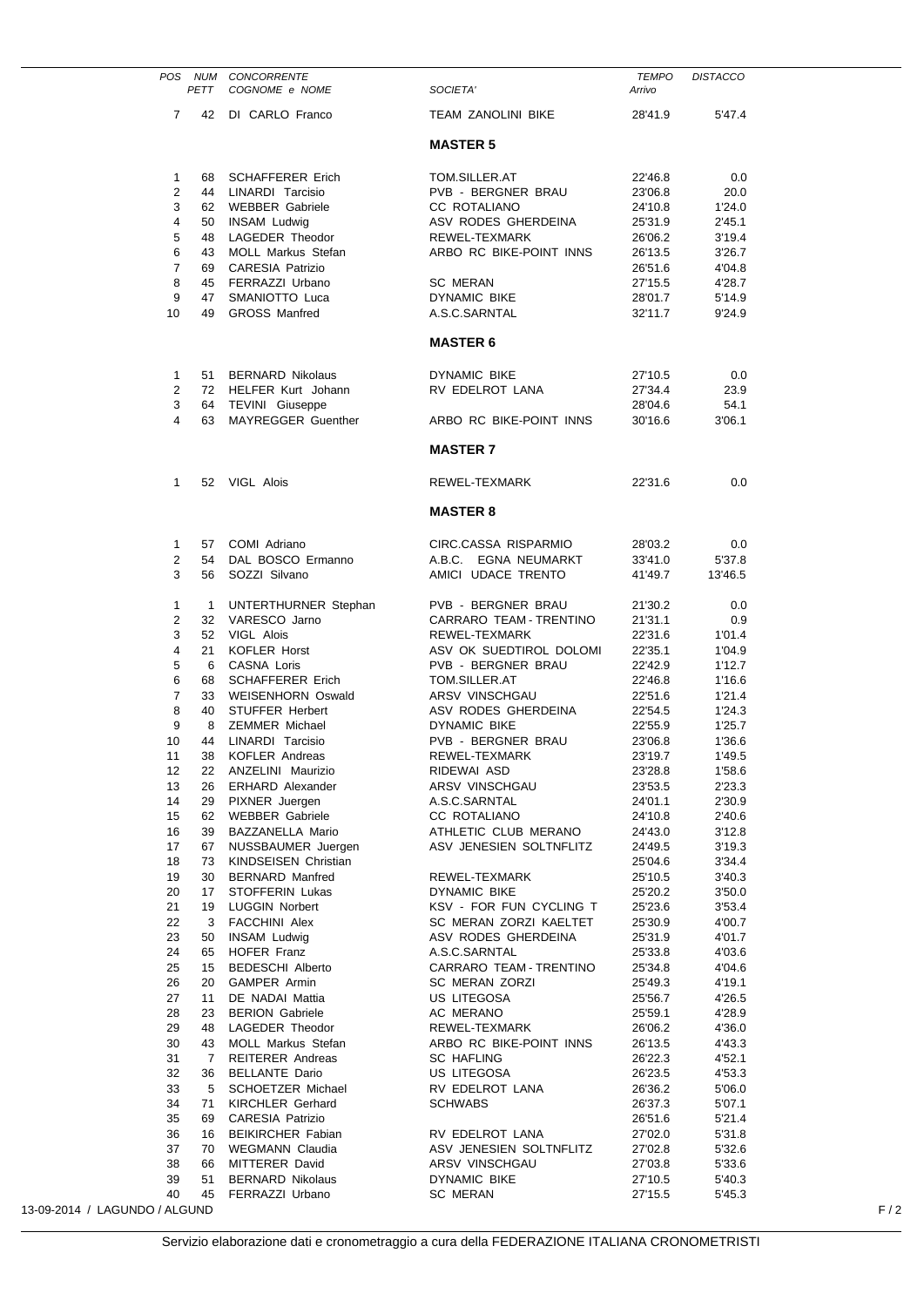| POS | NUM PETT | CONCORRENTE COGNOME e NOME | SOCIETA' | TEMPO Arrivo | DISTACCO |
|---|---|---|---|---|---|
| 7 | 42 | DI CARLO Franco | TEAM ZANOLINI BIKE | 28'41.9 | 5'47.4 |

## MASTER 5

| POS | NUM PETT | CONCORRENTE COGNOME e NOME | SOCIETA' | TEMPO Arrivo | DISTACCO |
|---|---|---|---|---|---|
| 1 | 68 | SCHAFFERER Erich | TOM.SILLER.AT | 22'46.8 | 0.0 |
| 2 | 44 | LINARDI Tarcisio | PVB - BERGNER BRAU | 23'06.8 | 20.0 |
| 3 | 62 | WEBBER Gabriele | CC ROTALIANO | 24'10.8 | 1'24.0 |
| 4 | 50 | INSAM Ludwig | ASV RODES GHERDEINA | 25'31.9 | 2'45.1 |
| 5 | 48 | LAGEDER Theodor | REWEL-TEXMARK | 26'06.2 | 3'19.4 |
| 6 | 43 | MOLL Markus Stefan | ARBO RC BIKE-POINT INNS | 26'13.5 | 3'26.7 |
| 7 | 69 | CARESIA Patrizio | | 26'51.6 | 4'04.8 |
| 8 | 45 | FERRAZZI Urbano | SC MERAN | 27'15.5 | 4'28.7 |
| 9 | 47 | SMANIOTTO Luca | DYNAMIC BIKE | 28'01.7 | 5'14.9 |
| 10 | 49 | GROSS Manfred | A.S.C.SARNTAL | 32'11.7 | 9'24.9 |

## MASTER 6

| POS | NUM PETT | CONCORRENTE COGNOME e NOME | SOCIETA' | TEMPO Arrivo | DISTACCO |
|---|---|---|---|---|---|
| 1 | 51 | BERNARD Nikolaus | DYNAMIC BIKE | 27'10.5 | 0.0 |
| 2 | 72 | HELFER Kurt Johann | RV EDELROT LANA | 27'34.4 | 23.9 |
| 3 | 64 | TEVINI Giuseppe | | 28'04.6 | 54.1 |
| 4 | 63 | MAYREGGER Guenther | ARBO RC BIKE-POINT INNS | 30'16.6 | 3'06.1 |

## MASTER 7

| POS | NUM PETT | CONCORRENTE COGNOME e NOME | SOCIETA' | TEMPO Arrivo | DISTACCO |
|---|---|---|---|---|---|
| 1 | 52 | VIGL Alois | REWEL-TEXMARK | 22'31.6 | 0.0 |

## MASTER 8

| POS | NUM PETT | CONCORRENTE COGNOME e NOME | SOCIETA' | TEMPO Arrivo | DISTACCO |
|---|---|---|---|---|---|
| 1 | 57 | COMI Adriano | CIRC.CASSA RISPARMIO | 28'03.2 | 0.0 |
| 2 | 54 | DAL BOSCO Ermanno | A.B.C. EGNA NEUMARKT | 33'41.0 | 5'37.8 |
| 3 | 56 | SOZZI Silvano | AMICI UDACE TRENTO | 41'49.7 | 13'46.5 |

| POS | NUM PETT | CONCORRENTE COGNOME e NOME | SOCIETA' | TEMPO Arrivo | DISTACCO |
|---|---|---|---|---|---|
| 1 | 1 | UNTERTHURNER Stephan | PVB - BERGNER BRAU | 21'30.2 | 0.0 |
| 2 | 32 | VARESCO Jarno | CARRARO TEAM - TRENTINO | 21'31.1 | 0.9 |
| 3 | 52 | VIGL Alois | REWEL-TEXMARK | 22'31.6 | 1'01.4 |
| 4 | 21 | KOFLER Horst | ASV OK SUEDTIROL DOLOMI | 22'35.1 | 1'04.9 |
| 5 | 6 | CASNA Loris | PVB - BERGNER BRAU | 22'42.9 | 1'12.7 |
| 6 | 68 | SCHAFFERER Erich | TOM.SILLER.AT | 22'46.8 | 1'16.6 |
| 7 | 33 | WEISENHORN Oswald | ARSV VINSCHGAU | 22'51.6 | 1'21.4 |
| 8 | 40 | STUFFER Herbert | ASV RODES GHERDEINA | 22'54.5 | 1'24.3 |
| 9 | 8 | ZEMMER Michael | DYNAMIC BIKE | 22'55.9 | 1'25.7 |
| 10 | 44 | LINARDI Tarcisio | PVB - BERGNER BRAU | 23'06.8 | 1'36.6 |
| 11 | 38 | KOFLER Andreas | REWEL-TEXMARK | 23'19.7 | 1'49.5 |
| 12 | 22 | ANZELINI Maurizio | RIDEWAI ASD | 23'28.8 | 1'58.6 |
| 13 | 26 | ERHARD Alexander | ARSV VINSCHGAU | 23'53.5 | 2'23.3 |
| 14 | 29 | PIXNER Juergen | A.S.C.SARNTAL | 24'01.1 | 2'30.9 |
| 15 | 62 | WEBBER Gabriele | CC ROTALIANO | 24'10.8 | 2'40.6 |
| 16 | 39 | BAZZANELLA Mario | ATHLETIC CLUB MERANO | 24'43.0 | 3'12.8 |
| 17 | 67 | NUSSBAUMER Juergen | ASV JENESIEN SOLTNFLITZ | 24'49.5 | 3'19.3 |
| 18 | 73 | KINDSEISEN Christian | | 25'04.6 | 3'34.4 |
| 19 | 30 | BERNARD Manfred | REWEL-TEXMARK | 25'10.5 | 3'40.3 |
| 20 | 17 | STOFFERIN Lukas | DYNAMIC BIKE | 25'20.2 | 3'50.0 |
| 21 | 19 | LUGGIN Norbert | KSV - FOR FUN CYCLING T | 25'23.6 | 3'53.4 |
| 22 | 3 | FACCHINI Alex | SC MERAN ZORZI KAELTET | 25'30.9 | 4'00.7 |
| 23 | 50 | INSAM Ludwig | ASV RODES GHERDEINA | 25'31.9 | 4'01.7 |
| 24 | 65 | HOFER Franz | A.S.C.SARNTAL | 25'33.8 | 4'03.6 |
| 25 | 15 | BEDESCHI Alberto | CARRARO TEAM - TRENTINO | 25'34.8 | 4'04.6 |
| 26 | 20 | GAMPER Armin | SC MERAN ZORZI | 25'49.3 | 4'19.1 |
| 27 | 11 | DE NADAI Mattia | US LITEGOSA | 25'56.7 | 4'26.5 |
| 28 | 23 | BERION Gabriele | AC MERANO | 25'59.1 | 4'28.9 |
| 29 | 48 | LAGEDER Theodor | REWEL-TEXMARK | 26'06.2 | 4'36.0 |
| 30 | 43 | MOLL Markus Stefan | ARBO RC BIKE-POINT INNS | 26'13.5 | 4'43.3 |
| 31 | 7 | REITERER Andreas | SC HAFLING | 26'22.3 | 4'52.1 |
| 32 | 36 | BELLANTE Dario | US LITEGOSA | 26'23.5 | 4'53.3 |
| 33 | 5 | SCHOETZER Michael | RV EDELROT LANA | 26'36.2 | 5'06.0 |
| 34 | 71 | KIRCHLER Gerhard | SCHWABS | 26'37.3 | 5'07.1 |
| 35 | 69 | CARESIA Patrizio | | 26'51.6 | 5'21.4 |
| 36 | 16 | BEIKIRCHER Fabian | RV EDELROT LANA | 27'02.0 | 5'31.8 |
| 37 | 70 | WEGMANN Claudia | ASV JENESIEN SOLTNFLITZ | 27'02.8 | 5'32.6 |
| 38 | 66 | MITTERER David | ARSV VINSCHGAU | 27'03.8 | 5'33.6 |
| 39 | 51 | BERNARD Nikolaus | DYNAMIC BIKE | 27'10.5 | 5'40.3 |
| 40 | 45 | FERRAZZI Urbano | SC MERAN | 27'15.5 | 5'45.3 |

13-09-2014 / LAGUNDO / ALGUND

Servizio elaborazione dati e cronometraggio a cura della FEDERAZIONE ITALIANA CRONOMETRISTI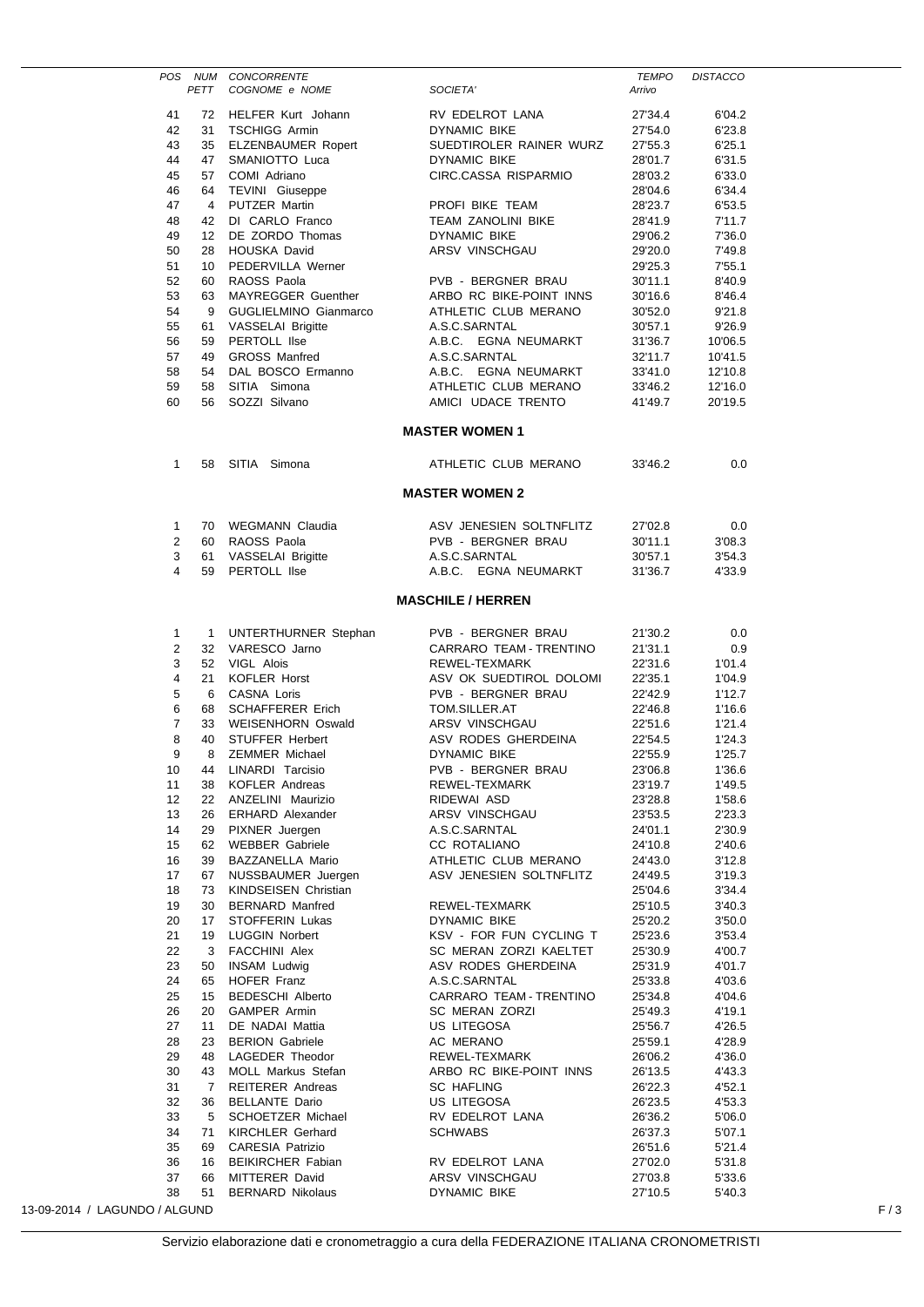| POS | NUM PETT | CONCORRENTE COGNOME e NOME | SOCIETA' | TEMPO Arrivo | DISTACCO |
|---|---|---|---|---|---|
| 41 | 72 | HELFER Kurt Johann | RV EDELROT LANA | 27'34.4 | 6'04.2 |
| 42 | 31 | TSCHIGG Armin | DYNAMIC BIKE | 27'54.0 | 6'23.8 |
| 43 | 35 | ELZENBAUMER Ropert | SUEDTIROLER RAINER WURZ | 27'55.3 | 6'25.1 |
| 44 | 47 | SMANIOTTO Luca | DYNAMIC BIKE | 28'01.7 | 6'31.5 |
| 45 | 57 | COMI Adriano | CIRC.CASSA RISPARMIO | 28'03.2 | 6'33.0 |
| 46 | 64 | TEVINI Giuseppe | | 28'04.6 | 6'34.4 |
| 47 | 4 | PUTZER Martin | PROFI BIKE TEAM | 28'23.7 | 6'53.5 |
| 48 | 42 | DI CARLO Franco | TEAM ZANOLINI BIKE | 28'41.9 | 7'11.7 |
| 49 | 12 | DE ZORDO Thomas | DYNAMIC BIKE | 29'06.2 | 7'36.0 |
| 50 | 28 | HOUSKA David | ARSV VINSCHGAU | 29'20.0 | 7'49.8 |
| 51 | 10 | PEDERVILLA Werner | | 29'25.3 | 7'55.1 |
| 52 | 60 | RAOSS Paola | PVB - BERGNER BRAU | 30'11.1 | 8'40.9 |
| 53 | 63 | MAYREGGER Guenther | ARBO RC BIKE-POINT INNS | 30'16.6 | 8'46.4 |
| 54 | 9 | GUGLIELMINO Gianmarco | ATHLETIC CLUB MERANO | 30'52.0 | 9'21.8 |
| 55 | 61 | VASSELAI Brigitte | A.S.C.SARNTAL | 30'57.1 | 9'26.9 |
| 56 | 59 | PERTOLL Ilse | A.B.C. EGNA NEUMARKT | 31'36.7 | 10'06.5 |
| 57 | 49 | GROSS Manfred | A.S.C.SARNTAL | 32'11.7 | 10'41.5 |
| 58 | 54 | DAL BOSCO Ermanno | A.B.C. EGNA NEUMARKT | 33'41.0 | 12'10.8 |
| 59 | 58 | SITIA Simona | ATHLETIC CLUB MERANO | 33'46.2 | 12'16.0 |
| 60 | 56 | SOZZI Silvano | AMICI UDACE TRENTO | 41'49.7 | 20'19.5 |

## MASTER WOMEN 1

| POS | NUM PETT | CONCORRENTE COGNOME e NOME | SOCIETA' | TEMPO Arrivo | DISTACCO |
|---|---|---|---|---|---|
| 1 | 58 | SITIA Simona | ATHLETIC CLUB MERANO | 33'46.2 | 0.0 |

## MASTER WOMEN 2

| POS | NUM PETT | CONCORRENTE COGNOME e NOME | SOCIETA' | TEMPO Arrivo | DISTACCO |
|---|---|---|---|---|---|
| 1 | 70 | WEGMANN Claudia | ASV JENESIEN SOLTNFLITZ | 27'02.8 | 0.0 |
| 2 | 60 | RAOSS Paola | PVB - BERGNER BRAU | 30'11.1 | 3'08.3 |
| 3 | 61 | VASSELAI Brigitte | A.S.C.SARNTAL | 30'57.1 | 3'54.3 |
| 4 | 59 | PERTOLL Ilse | A.B.C. EGNA NEUMARKT | 31'36.7 | 4'33.9 |

## MASCHILE / HERREN

| POS | NUM PETT | CONCORRENTE COGNOME e NOME | SOCIETA' | TEMPO Arrivo | DISTACCO |
|---|---|---|---|---|---|
| 1 | 1 | UNTERTHURNER Stephan | PVB - BERGNER BRAU | 21'30.2 | 0.0 |
| 2 | 32 | VARESCO Jarno | CARRARO TEAM - TRENTINO | 21'31.1 | 0.9 |
| 3 | 52 | VIGL Alois | REWEL-TEXMARK | 22'31.6 | 1'01.4 |
| 4 | 21 | KOFLER Horst | ASV OK SUEDTIROL DOLOMI | 22'35.1 | 1'04.9 |
| 5 | 6 | CASNA Loris | PVB - BERGNER BRAU | 22'42.9 | 1'12.7 |
| 6 | 68 | SCHAFFERER Erich | TOM.SILLER.AT | 22'46.8 | 1'16.6 |
| 7 | 33 | WEISENHORN Oswald | ARSV VINSCHGAU | 22'51.6 | 1'21.4 |
| 8 | 40 | STUFFER Herbert | ASV RODES GHERDEINA | 22'54.5 | 1'24.3 |
| 9 | 8 | ZEMMER Michael | DYNAMIC BIKE | 22'55.9 | 1'25.7 |
| 10 | 44 | LINARDI Tarcisio | PVB - BERGNER BRAU | 23'06.8 | 1'36.6 |
| 11 | 38 | KOFLER Andreas | REWEL-TEXMARK | 23'19.7 | 1'49.5 |
| 12 | 22 | ANZELINI Maurizio | RIDEWAI ASD | 23'28.8 | 1'58.6 |
| 13 | 26 | ERHARD Alexander | ARSV VINSCHGAU | 23'53.5 | 2'23.3 |
| 14 | 29 | PIXNER Juergen | A.S.C.SARNTAL | 24'01.1 | 2'30.9 |
| 15 | 62 | WEBBER Gabriele | CC ROTALIANO | 24'10.8 | 2'40.6 |
| 16 | 39 | BAZZANELLA Mario | ATHLETIC CLUB MERANO | 24'43.0 | 3'12.8 |
| 17 | 67 | NUSSBAUMER Juergen | ASV JENESIEN SOLTNFLITZ | 24'49.5 | 3'19.3 |
| 18 | 73 | KINDSEISEN Christian | | 25'04.6 | 3'34.4 |
| 19 | 30 | BERNARD Manfred | REWEL-TEXMARK | 25'10.5 | 3'40.3 |
| 20 | 17 | STOFFERIN Lukas | DYNAMIC BIKE | 25'20.2 | 3'50.0 |
| 21 | 19 | LUGGIN Norbert | KSV - FOR FUN CYCLING T | 25'23.6 | 3'53.4 |
| 22 | 3 | FACCHINI Alex | SC MERAN ZORZI KAELTET | 25'30.9 | 4'00.7 |
| 23 | 50 | INSAM Ludwig | ASV RODES GHERDEINA | 25'31.9 | 4'01.7 |
| 24 | 65 | HOFER Franz | A.S.C.SARNTAL | 25'33.8 | 4'03.6 |
| 25 | 15 | BEDESCHI Alberto | CARRARO TEAM - TRENTINO | 25'34.8 | 4'04.6 |
| 26 | 20 | GAMPER Armin | SC MERAN ZORZI | 25'49.3 | 4'19.1 |
| 27 | 11 | DE NADAI Mattia | US LITEGOSA | 25'56.7 | 4'26.5 |
| 28 | 23 | BERION Gabriele | AC MERANO | 25'59.1 | 4'28.9 |
| 29 | 48 | LAGEDER Theodor | REWEL-TEXMARK | 26'06.2 | 4'36.0 |
| 30 | 43 | MOLL Markus Stefan | ARBO RC BIKE-POINT INNS | 26'13.5 | 4'43.3 |
| 31 | 7 | REITERER Andreas | SC HAFLING | 26'22.3 | 4'52.1 |
| 32 | 36 | BELLANTE Dario | US LITEGOSA | 26'23.5 | 4'53.3 |
| 33 | 5 | SCHOETZER Michael | RV EDELROT LANA | 26'36.2 | 5'06.0 |
| 34 | 71 | KIRCHLER Gerhard | SCHWABS | 26'37.3 | 5'07.1 |
| 35 | 69 | CARESIA Patrizio | | 26'51.6 | 5'21.4 |
| 36 | 16 | BEIKIRCHER Fabian | RV EDELROT LANA | 27'02.0 | 5'31.8 |
| 37 | 66 | MITTERER David | ARSV VINSCHGAU | 27'03.8 | 5'33.6 |
| 38 | 51 | BERNARD Nikolaus | DYNAMIC BIKE | 27'10.5 | 5'40.3 |

13-09-2014 / LAGUNDO / ALGUND

Servizio elaborazione dati e cronometraggio a cura della FEDERAZIONE ITALIANA CRONOMETRISTI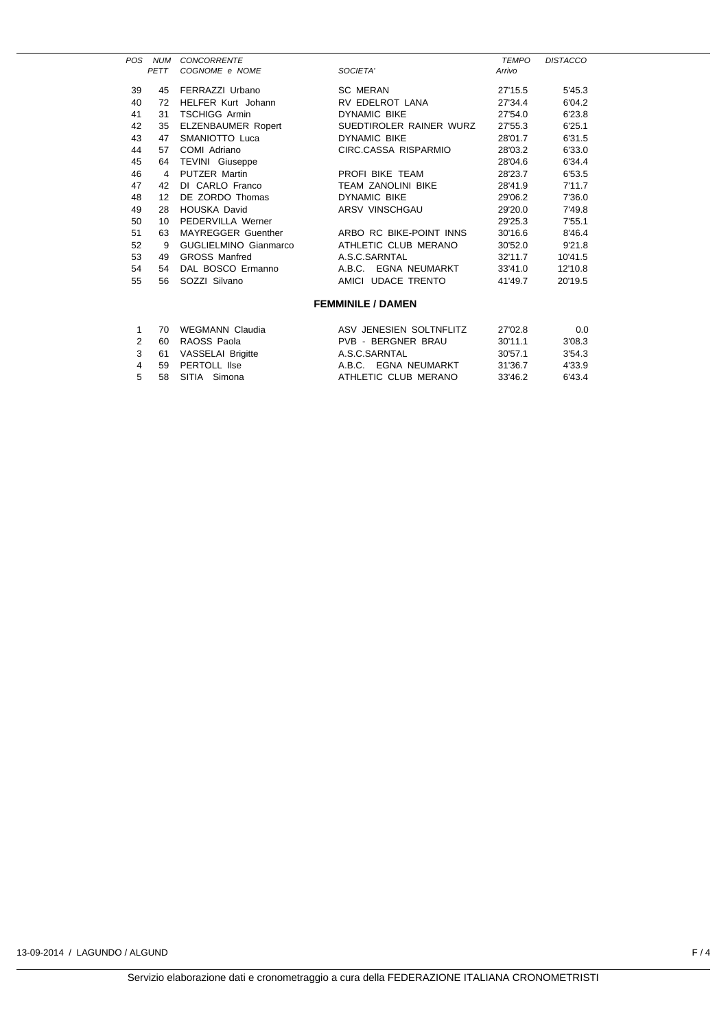| POS | NUM PETT | CONCORRENTE COGNOME e NOME | SOCIETA' | TEMPO Arrivo | DISTACCO |
|---|---|---|---|---|---|
| 39 | 45 | FERRAZZI Urbano | SC MERAN | 27'15.5 | 5'45.3 |
| 40 | 72 | HELFER Kurt Johann | RV EDELROT LANA | 27'34.4 | 6'04.2 |
| 41 | 31 | TSCHIGG Armin | DYNAMIC BIKE | 27'54.0 | 6'23.8 |
| 42 | 35 | ELZENBAUMER Ropert | SUEDTIROLER RAINER WURZ | 27'55.3 | 6'25.1 |
| 43 | 47 | SMANIOTTO Luca | DYNAMIC BIKE | 28'01.7 | 6'31.5 |
| 44 | 57 | COMI Adriano | CIRC.CASSA RISPARMIO | 28'03.2 | 6'33.0 |
| 45 | 64 | TEVINI Giuseppe | | 28'04.6 | 6'34.4 |
| 46 | 4 | PUTZER Martin | PROFI BIKE TEAM | 28'23.7 | 6'53.5 |
| 47 | 42 | DI CARLO Franco | TEAM ZANOLINI BIKE | 28'41.9 | 7'11.7 |
| 48 | 12 | DE ZORDO Thomas | DYNAMIC BIKE | 29'06.2 | 7'36.0 |
| 49 | 28 | HOUSKA David | ARSV VINSCHGAU | 29'20.0 | 7'49.8 |
| 50 | 10 | PEDERVILLA Werner | | 29'25.3 | 7'55.1 |
| 51 | 63 | MAYREGGER Guenther | ARBO RC BIKE-POINT INNS | 30'16.6 | 8'46.4 |
| 52 | 9 | GUGLIELMINO Gianmarco | ATHLETIC CLUB MERANO | 30'52.0 | 9'21.8 |
| 53 | 49 | GROSS Manfred | A.S.C.SARNTAL | 32'11.7 | 10'41.5 |
| 54 | 54 | DAL BOSCO Ermanno | A.B.C. EGNA NEUMARKT | 33'41.0 | 12'10.8 |
| 55 | 56 | SOZZI Silvano | AMICI UDACE TRENTO | 41'49.7 | 20'19.5 |

**FEMMINILE / DAMEN**

| | | | | | |
|---|---|---|---|---|---|
| 1 | 70 | WEGMANN Claudia | ASV JENESIEN SOLTNFLITZ | 27'02.8 | 0.0 |
| 2 | 60 | RAOSS Paola | PVB - BERGNER BRAU | 30'11.1 | 3'08.3 |
| 3 | 61 | VASSELAI Brigitte | A.S.C.SARNTAL | 30'57.1 | 3'54.3 |
| 4 | 59 | PERTOLL Ilse | A.B.C. EGNA NEUMARKT | 31'36.7 | 4'33.9 |
| 5 | 58 | SITIA Simona | ATHLETIC CLUB MERANO | 33'46.2 | 6'43.4 |

13-09-2014 / LAGUNDO / ALGUND

Servizio elaborazione dati e cronometraggio a cura della FEDERAZIONE ITALIANA CRONOMETRISTI